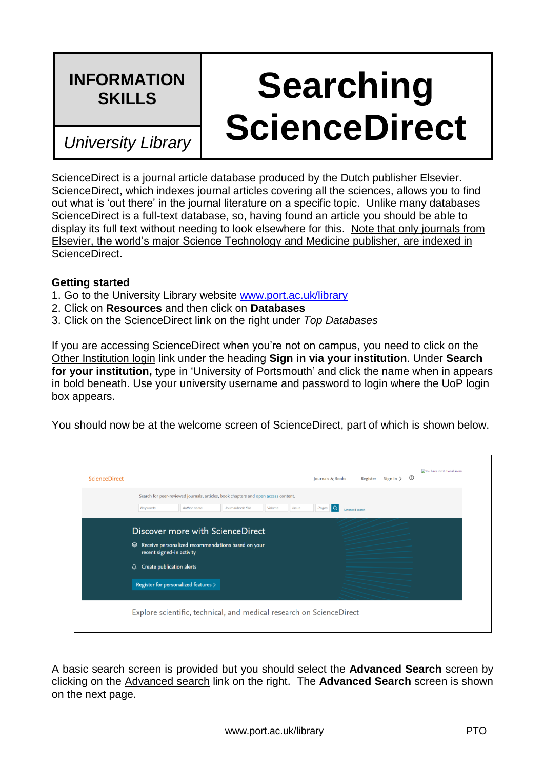**INFORMATION SKILLS**

*University Library*

# Searching ScienceDirect

ScienceDirect is a journal article database produced by the Dutch publisher Elsevier. ScienceDirect, which indexes journal articles covering all the sciences, allows you to find out what is 'out there' in the journal literature on a specific topic. Unlike many databases ScienceDirect is a full-text database, so, having found an article you should be able to display its full text without needing to look elsewhere for this. Note that only journals from Elsevier, the world's major Science Technology and Medicine publisher, are indexed in ScienceDirect.

**Getting started**

1. Go to the University Library website www.port.ac.uk/library
2. Click on **Resources** and then click on **Databases**
3. Click on the ScienceDirect link on the right under *Top Databases*

If you are accessing ScienceDirect when you're not on campus, you need to click on the Other Institution login link under the heading **Sign in via your institution**. Under **Search for your institution,** type in 'University of Portsmouth' and click the name when in appears in bold beneath. Use your university username and password to login where the UoP login box appears.

You should now be at the welcome screen of ScienceDirect, part of which is shown below.

A basic search screen is provided but you should select the **Advanced Search** screen by clicking on the Advanced search link on the right. The **Advanced Search** screen is shown on the next page.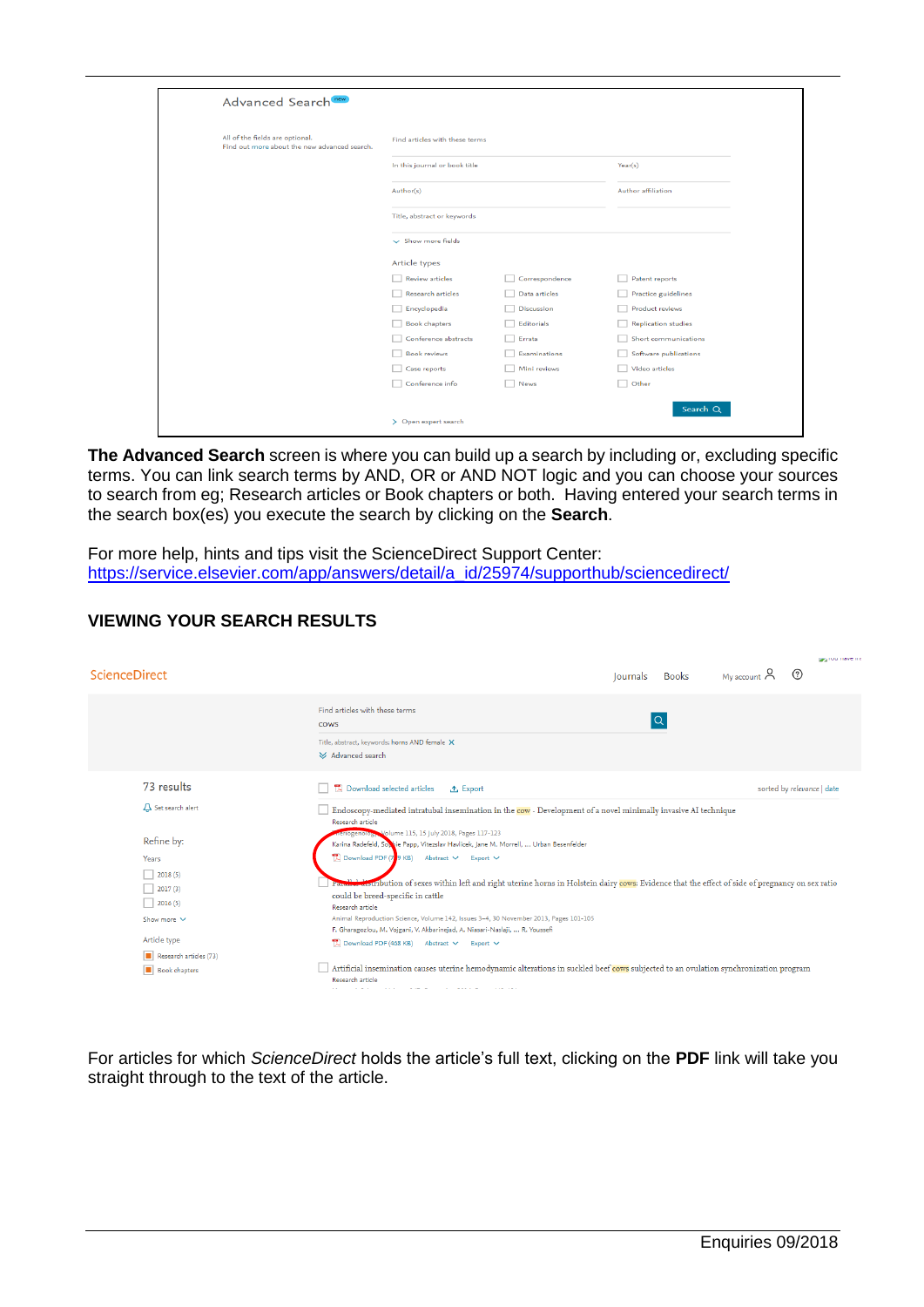**The Advanced Search** screen is where you can build up a search by including or, excluding specific terms. You can link search terms by AND, OR or AND NOT logic and you can choose your sources to search from eg; Research articles or Book chapters or both. Having entered your search terms in the search box(es) you execute the search by clicking on the **Search**.

For more help, hints and tips visit the ScienceDirect Support Center:
https://service.elsevier.com/app/answers/detail/a_id/25974/supporthub/sciencedirect/

## VIEWING YOUR SEARCH RESULTS

For articles for which *ScienceDirect* holds the article's full text, clicking on the **PDF** link will take you straight through to the text of the article.